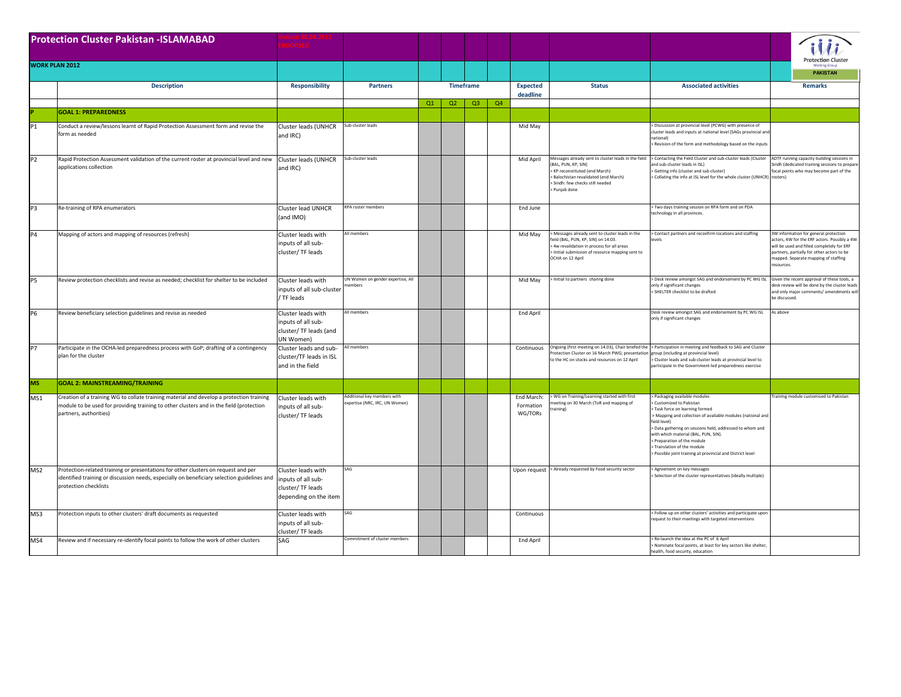# Protection Cluster Pakistan -ISLAMABAD

Version 30.04.2012
ENDORSED

**WORK PLAN 2012**

Protection Cluster Working Group PAKISTAN

| | Description | Responsibility | Partners | Timeframe | | | | Expected deadline | Status | Associated activities | Remarks |
|---|---|---|---|---|---|---|---|---|---|---|---|
| | | | | Q1 | Q2 | Q3 | Q4 | | | | |
| **P** | **GOAL 1: PREPAREDNESS** | | | | | | | | | | |
| P1 | Conduct a review/lessons learnt of Rapid Protection Assessment form and revise the form as needed | Cluster leads (UNHCR and IRC) | Sub-cluster leads | | | | | Mid May | | > Discussion at provincial level (PCWG) with presence of cluster leads and inputs at national level (SAGs provincial and national) > Revision of the form and methodology based on the inputs | |
| P2 | Rapid Protection Assessment validation of the current roster at provincial level and new applications collection | Cluster leads (UNHCR and IRC) | Sub-cluster leads | | | | | Mid April | Messages already sent to cluster leads in the field (BAL, PUN, KP, SIN) > KP reconstituted (end March) > Balochistan revalidated (end March) > Sindh: few checks still needed > Punjab done | > Contacting the Field Cluster and sub-cluster leads (Cluster and sub-cluster leads in ISL) > Getting info (cluster and sub cluster) > Collating the info at ISL level for the whole cluster (UNHCR) | ADTF running capacity building sessions in Sindh (dedicated training sessions to prepare focal points who may become part of the rosters) |
| P3 | Re-training of RPA enumerators | Cluster lead UNHCR (and IMO) | RPA roster members | | | | | End June | | > Two days training session on RPA form and on PDA technology in all provinces. | |
| P4 | Mapping of actors and mapping of resources (refresh) | Cluster leads with inputs of all sub-cluster/ TF leads | All members | | | | | Mid May | > Messages already sent to cluster leads in the field (BAL, PUN, KP, SIN) on 14.03. > 4w revalidation in process for all areas > Initial submission of resource mapping sent to OCHA on 12 April | > Contact partners and reconfirm locations and staffing levels | 3W information for general protection actors, 4W for the ERF actors. Possibly a 4W will be used and filled completely for ERF partners, partially for other actors to be mapped. Separate mapping of staffing resources. |
| P5 | Review protection checklists and revise as needed; checklist for shelter to be included | Cluster leads with inputs of all sub-cluster / TF leads | UN Women on gender expertise, All members | | | | | Mid May | > Initial to partners sharing done | > Desk review amongst SAG and endorsement by PC WG ISL only if significant changes > SHELTER checklist to be drafted | Given the recent approval of these tools, a desk review will be done by the cluster leads and only major comments/ amendments will be discussed. |
| P6 | Review beneficiary selection guidelines and revise as needed | Cluster leads with inputs of all sub-cluster/ TF leads (and UN Women) | All members | | | | | End April | | Desk review amongst SAG and endorsement by PC WG ISL only if significant changes | As above |
| P7 | Participate in the OCHA-led preparedness process with GoP; drafting of a contingency plan for the cluster | Cluster leads and sub-cluster/TF leads in ISL and in the field | All members | | | | | Continuous | Ongoing (first meeting on 14.03), Chair briefed the Protection Cluster on 16 March PWG; presentation to the HC on stocks and resources on 12 April | > Participation in meeting and feedback to SAG and Cluster group (including at provincial level) > Cluster leads and sub-cluster leads at provincial level to participate in the Government-led preparedness exercise | |
| **MS** | **GOAL 2: MAINSTREAMING/TRAINING** | | | | | | | | | | |
| MS1 | Creation of a training WG to collate training material and develop a protection training module to be used for providing training to other clusters and in the field (protection partners, authorities) | Cluster leads with inputs of all sub-cluster/ TF leads | Additional key members with expertise (NRC, IRC, UN Women) | | | | | End March: Formation WG/TORs | > WG on Training/Learning started with first meeting on 30 March (ToR and mapping of training) | > Packaging available modules > Customized to Pakistan > Task force on learning formed > Mapping and collection of available modules (national and field level) > Data gathering on sessions held, addressed to whom and with which material (BAL, PUN, SIN). > Preparation of the module > Translation of the module > Possible joint training at provincial and District level | Training module customised to Pakistan |
| MS2 | Protection-related training or presentations for other clusters on request and per identified training or discussion needs, especially on beneficiary selection guidelines and protection checklists | Cluster leads with inputs of all sub-cluster/ TF leads depending on the item | SAG | | | | | Upon request | > Already requested by Food security sector | > Agreement on key messages > Selection of the cluster representatives (ideally multiple) | |
| MS3 | Protection inputs to other clusters' draft documents as requested | Cluster leads with inputs of all sub-cluster/ TF leads | SAG | | | | | Continuous | | > Follow up on other clusters' activities and participate upon request to their meetings with targeted interventions | |
| MS4 | Review and if necessary re-identify focal points to follow the work of other clusters | SAG | Commitment of cluster members | | | | | End April | | > Re-launch the idea at the PC of 6 April > Nominate focal points, at least for key sectors like shelter, health, food security, education | |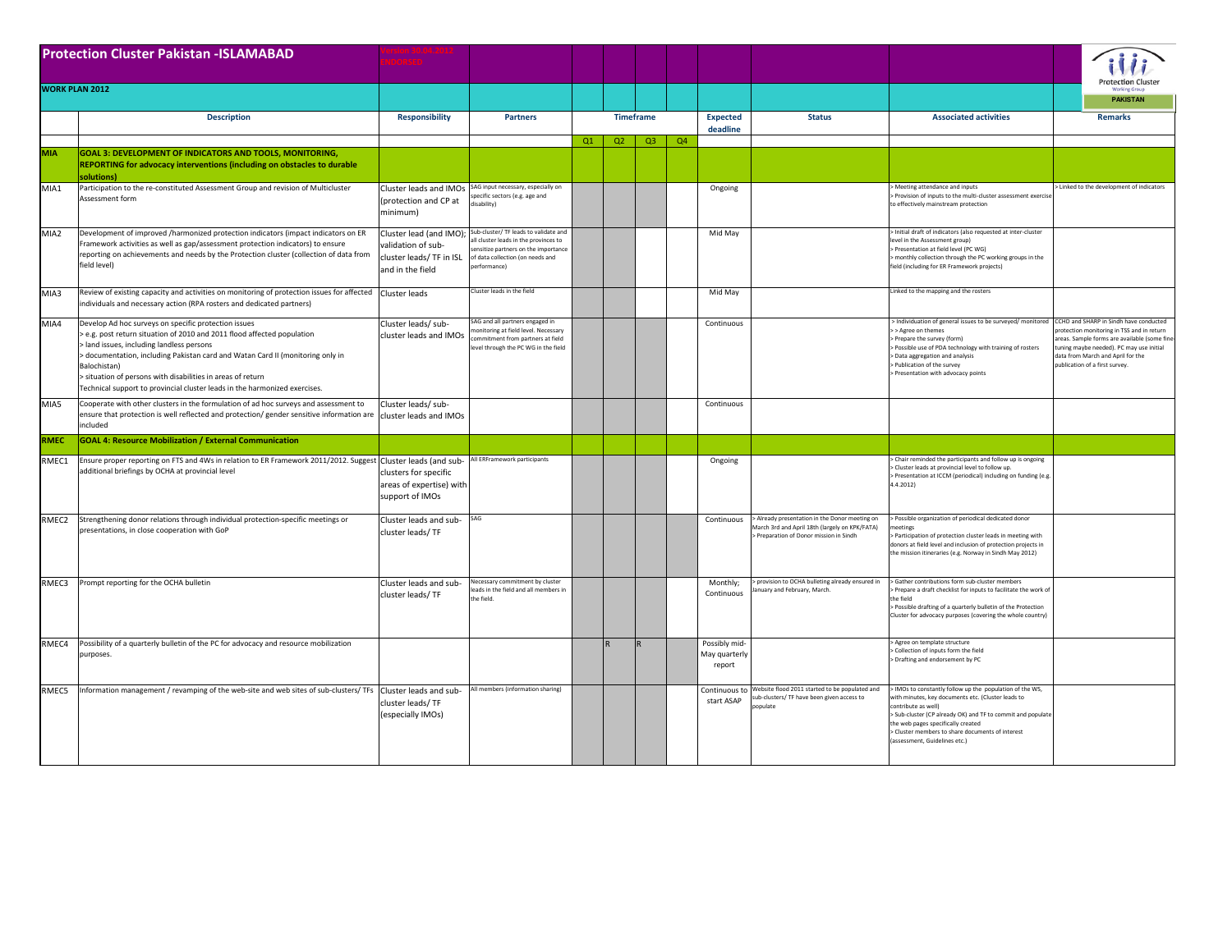# Protection Cluster Pakistan -ISLAMABAD

Version 30.04.2012 ENDORSED

**WORK PLAN 2012**

| | Description | Responsibility | Partners | Timeframe | | | | Expected deadline | Status | Associated activities | Remarks |
|---|---|---|---|---|---|---|---|---|---|---|---|
| | | | | Q1 | Q2 | Q3 | Q4 | | | | |
| **MIA** | **GOAL 3: DEVELOPMENT OF INDICATORS AND TOOLS, MONITORING, REPORTING for advocacy interventions (including on obstacles to durable solutions)** | | | | | | | | | | |
| MIA1 | Participation to the re-constituted Assessment Group and revision of Multicluster Assessment form | Cluster leads and IMOs (protection and CP at minimum) | SAG input necessary, especially on specific sectors (e.g. age and disability) | | | | | Ongoing | | > Meeting attendance and inputs<br>> Provision of inputs to the multi-cluster assessment exercise to effectively mainstream protection | > Linked to the development of indicators |
| MIA2 | Development of improved /harmonized protection indicators (impact indicators on ER Framework activities as well as gap/assessment protection indicators) to ensure reporting on achievements and needs by the Protection cluster (collection of data from field level) | Cluster lead (and IMO); validation of sub-cluster leads/ TF in ISL and in the field | Sub-cluster/ TF leads to validate and all cluster leads in the provinces to sensitize partners on the importance of data collection (on needs and performance) | | | | | Mid May | | > Initial draft of indicators (also requested at inter-cluster level in the Assessment group)<br>> Presentation at field level (PC WG)<br>> monthly collection through the PC working groups in the field (including for ER Framework projects) | |
| MIA3 | Review of existing capacity and activities on monitoring of protection issues for affected individuals and necessary action (RPA rosters and dedicated partners) | Cluster leads | Cluster leads in the field | | | | | Mid May | | Linked to the mapping and the rosters | |
| MIA4 | Develop Ad hoc surveys on specific protection issues<br>> e.g. post return situation of 2010 and 2011 flood affected population<br>> land issues, including landless persons<br>> documentation, including Pakistan card and Watan Card II (monitoring only in Balochistan)<br>> situation of persons with disabilities in areas of return<br>Technical support to provincial cluster leads in the harmonized exercises. | Cluster leads/ sub-cluster leads and IMOs | SAG and all partners engaged in monitoring at field level. Necessary commitment from partners at field level through the PC WG in the field | | | | | Continuous | | > Individuation of general issues to be surveyed/ monitored<br>> > Agree on themes<br>> Prepare the survey (form)<br>> Possible use of PDA technology with training of rosters<br>> Data aggregation and analysis<br>> Publication of the survey<br>> Presentation with advocacy points | CCHD and SHARP in Sindh have conducted protection monitoring in TSS and in return areas. Sample forms are available (some fine-tuning maybe needed). PC may use initial data from March and April for the publication of a first survey. |
| MIA5 | Cooperate with other clusters in the formulation of ad hoc surveys and assessment to ensure that protection is well reflected and protection/ gender sensitive information are included | Cluster leads/ sub-cluster leads and IMOs | | | | | | Continuous | | | |
| **RMEC** | **GOAL 4: Resource Mobilization / External Communication** | | | | | | | | | | |
| RMEC1 | Ensure proper reporting on FTS and 4Ws in relation to ER Framework 2011/2012. Suggest additional briefings by OCHA at provincial level | Cluster leads (and sub-clusters for specific areas of expertise) with support of IMOs | All ERFramework participants | | | | | Ongoing | | > Chair reminded the participants and follow up is ongoing<br>> Cluster leads at provincial level to follow up.<br>> Presentation at ICCM (periodical) including on funding (e.g. 4.4.2012) | |
| RMEC2 | Strengthening donor relations through individual protection-specific meetings or presentations, in close cooperation with GoP | Cluster leads and sub-cluster leads/ TF | SAG | | | | | Continuous | > Already presentation in the Donor meeting on March 3rd and April 18th (largely on KPK/FATA)<br>> Preparation of Donor mission in Sindh | > Possible organization of periodical dedicated donor meetings<br>> Participation of protection cluster leads in meeting with donors at field level and inclusion of protection projects in the mission itineraries (e.g. Norway in Sindh May 2012) | |
| RMEC3 | Prompt reporting for the OCHA bulletin | Cluster leads and sub-cluster leads/ TF | Necessary commitment by cluster leads in the field and all members in the field. | | | | | Monthly; Continuous | > provision to OCHA bulleting already ensured in January and February, March. | > Gather contributions form sub-cluster members<br>> Prepare a draft checklist for inputs to facilitate the work of the field<br>> Possible drafting of a quarterly bulletin of the Protection Cluster for advocacy purposes (covering the whole country) | |
| RMEC4 | Possibility of a quarterly bulletin of the PC for advocacy and resource mobilization purposes. | | | | R | R | | Possibly mid-May quarterly report | | > Agree on template structure<br>> Collection of inputs form the field<br>> Drafting and endorsement by PC | |
| RMEC5 | Information management / revamping of the web-site and web sites of sub-clusters/ TFs | Cluster leads and sub-cluster leads/ TF (especially IMOs) | All members (information sharing) | | | | | Continuous to start ASAP | Website flood 2011 started to be populated and sub-clusters/ TF have been given access to populate | > IMDs to constantly follow up the population of the WS, with minutes, key documents etc. (Cluster leads to contribute as well)<br>> Sub-cluster (CP already OK) and TF to commit and populate the web pages specifically created<br>> Cluster members to share documents of interest (assessment, Guidelines etc.) | |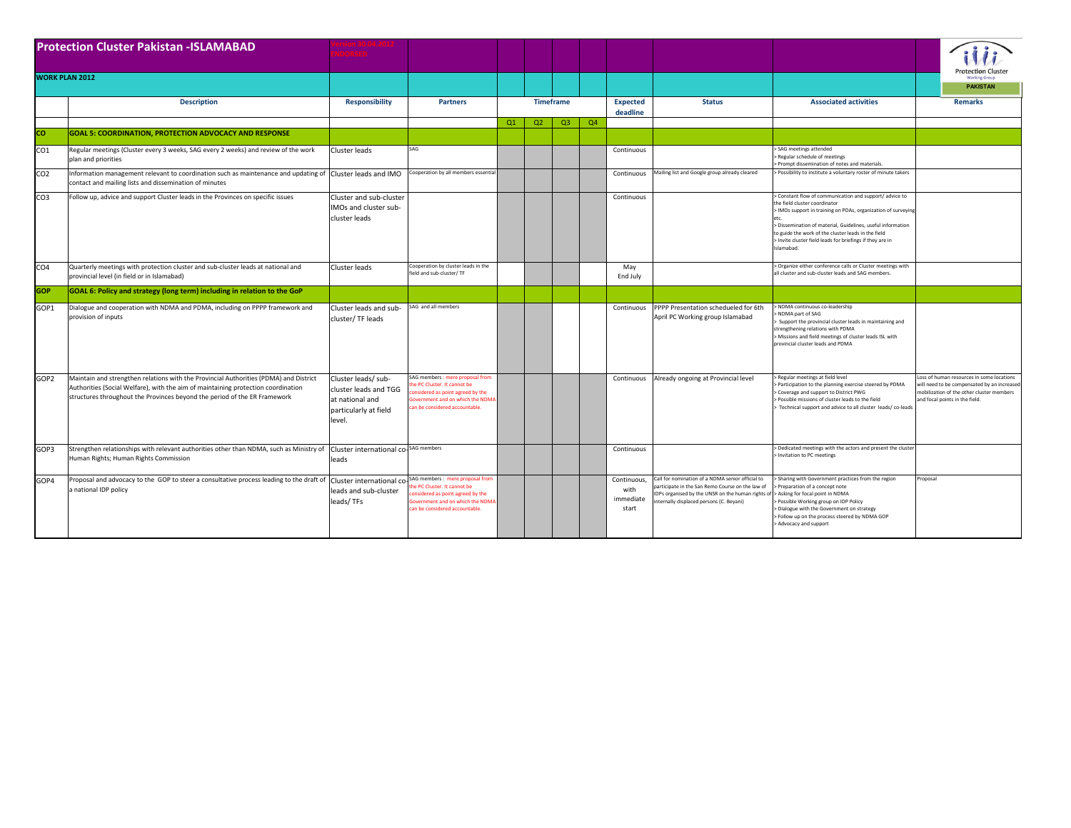# Protection Cluster Pakistan -ISLAMABAD

Version 30.04.2012
ENDORSED

Protection Cluster Working Group
PAKISTAN

**WORK PLAN 2012**

| | Description | Responsibility | Partners | Timeframe | | | | Expected deadline | Status | Associated activities | Remarks |
|---|---|---|---|---|---|---|---|---|---|---|---|
| | | | | Q1 | Q2 | Q3 | Q4 | | | | |
| **CO** | **GOAL 5: COORDINATION, PROTECTION ADVOCACY AND RESPONSE** | | | | | | | | | | |
| CO1 | Regular meetings (Cluster every 3 weeks, SAG every 2 weeks) and review of the work plan and priorities | Cluster leads | SAG | | | | | Continuous | | > SAG meetings attended<br>> Regular schedule of meetings<br>> Prompt dissemination of notes and materials. | |
| CO2 | Information management relevant to coordination such as maintenance and updating of contact and mailing lists and dissemination of minutes | Cluster leads and IMO | Cooperation by all members essential | | | | | Continuous | Mailing list and Google group already cleared | > Possibility to institute a voluntary roster of minute takers | |
| CO3 | Follow up, advice and support Cluster leads in the Provinces on specific issues | Cluster and sub-cluster IMOs and cluster sub-cluster leads | | | | | | Continuous | | > Constant flow of communication and support/ advice to the field cluster coordinator<br>> IMOs support in training on PDAs, organization of surveying etc.<br>> Dissemination of material, Guidelines, useful information to guide the work of the cluster leads in the field<br>> Invite cluster field leads for briefings if they are in Islamabad. | |
| CO4 | Quarterly meetings with protection cluster and sub-cluster leads at national and provincial level (in field or in Islamabad) | Cluster leads | Cooperation by cluster leads in the field and sub-cluster/ TF | | | | | May<br>End July | | > Organize either conference calls or Cluster meetings with all cluster and sub-cluster leads and SAG members. | |
| **GOP** | **GOAL 6: Policy and strategy (long term) including in relation to the GoP** | | | | | | | | | | |
| GOP1 | Dialogue and cooperation with NDMA and PDMA, including on PPPP framework and provision of inputs | Cluster leads and sub-cluster/ TF leads | SAG and all members | | | | | Continuous | PPPP Presentation schedueled for 6th April PC Working group Islamabad | > NDMA continuous co-leadership<br>> NDMA part of SAG<br>> Support the provincial cluster leads in maintaining and strengthening relations with PDMA<br>> Missions and field meetings of cluster leads ISL with provincial cluster leads and PDMA | |
| GOP2 | Maintain and strengthen relations with the Provincial Authorities (PDMA) and District Authorities (Social Welfare), with the aim of maintaining protection coordination structures throughout the Provinces beyond the period of the ER Framework | Cluster leads/ sub-cluster leads and TGG at national and particularly at field level. | SAG members : mere proposal from the PC Cluster. It cannot be considered as point agreed by the Government and on which the NDMA can be considered accountable. | | | | | Continuous | Already ongoing at Provincial level | > Regular meetings at field level<br>> Participation to the planning exercise steered by PDMA<br>> Coverage and support to District PWG<br>> Possible missions of cluster leads to the field<br>> Technical support and advice to all cluster leads/ co-leads | Loss of human resources in some locations will need to be compensated by an increased mobilization of the other cluster members and focal points in the field. |
| GOP3 | Strengthen relationships with relevant authorities other than NDMA, such as Ministry of Human Rights; Human Rights Commission | Cluster international co-leads | SAG members | | | | | Continuous | | > Dedicated meetings with the actors and present the cluster<br>> Invitation to PC meetings | |
| GOP4 | Proposal and advocacy to the GOP to steer a consultative process leading to the draft of a national IDP policy | Cluster international co-leads and sub-cluster leads/ TFs | SAG members : mere proposal from the PC Cluster. It cannot be considered as point agreed by the Government and on which the NDMA can be considered accountable. | | | | | Continuous, with immediate start | Call for nomination of a NDMA senior official to participate in the San Remo Course on the law of IDPs organised by the UNSR on the human rights of internally displaced persons (C. Beyani) | > Sharing with Government practices from the region<br>> Preparation of a concept note<br>> Asking for focal point in NDMA<br>> Possible Working group on IDP Policy<br>> Dialogue with the Government on strategy<br>> Follow up on the process steered by NDMA GOP<br>> Advocacy and support | Proposal |